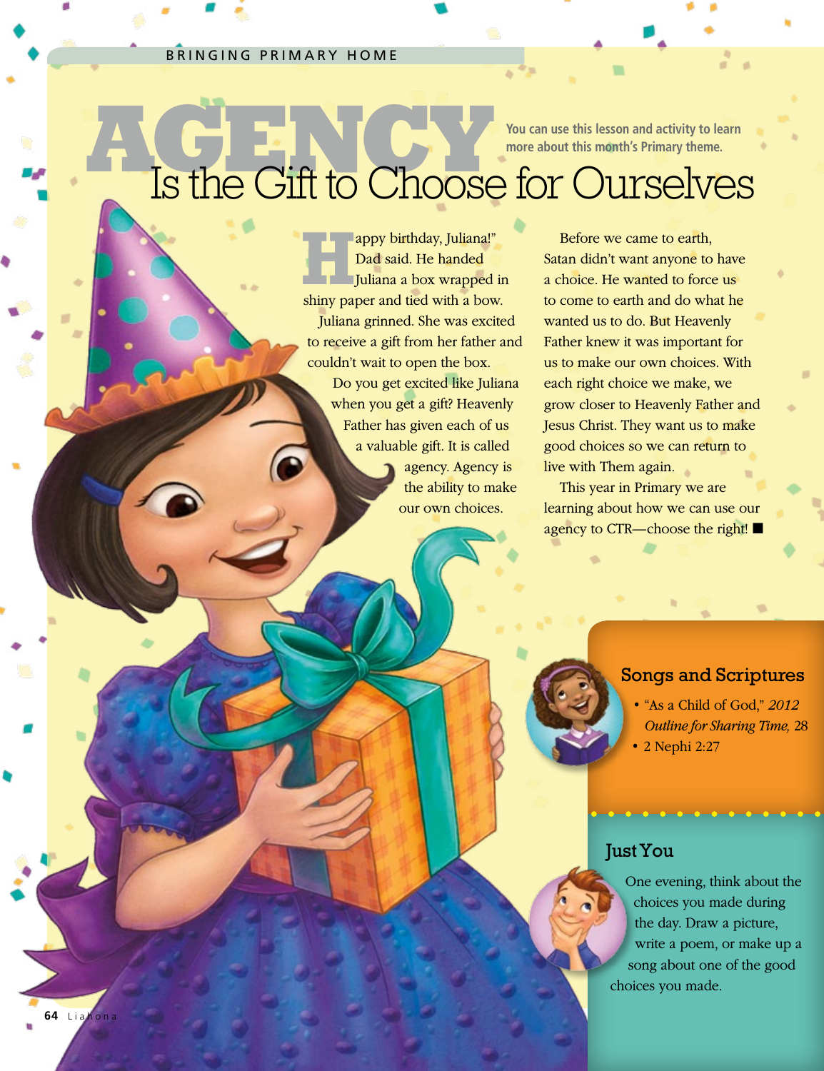BRINGING PRIMARY HOME

# AGENCY Is the Gift to Choose for Ourselves

You can use this lesson and activity to learn more about this month's Primary theme.

"Happy birthday, Juliana!" Dad said. He handed Juliana a box wrapped in shiny paper and tied with a bow.

Juliana grinned. She was excited to receive a gift from her father and couldn't wait to open the box.

Do you get excited like Juliana when you get a gift? Heavenly Father has given each of us a valuable gift. It is called agency. Agency is the ability to make our own choices.

Before we came to earth, Satan didn't want anyone to have a choice. He wanted to force us to come to earth and do what he wanted us to do. But Heavenly Father knew it was important for us to make our own choices. With each right choice we make, we grow closer to Heavenly Father and Jesus Christ. They want us to make good choices so we can return to live with Them again.

This year in Primary we are learning about how we can use our agency to CTR—choose the right! ■

## Songs and Scriptures

- "As a Child of God," *2012 Outline for Sharing Time,* 28
- 2 Nephi 2:27

## Just You

One evening, think about the choices you made during the day. Draw a picture, write a poem, or make up a song about one of the good choices you made.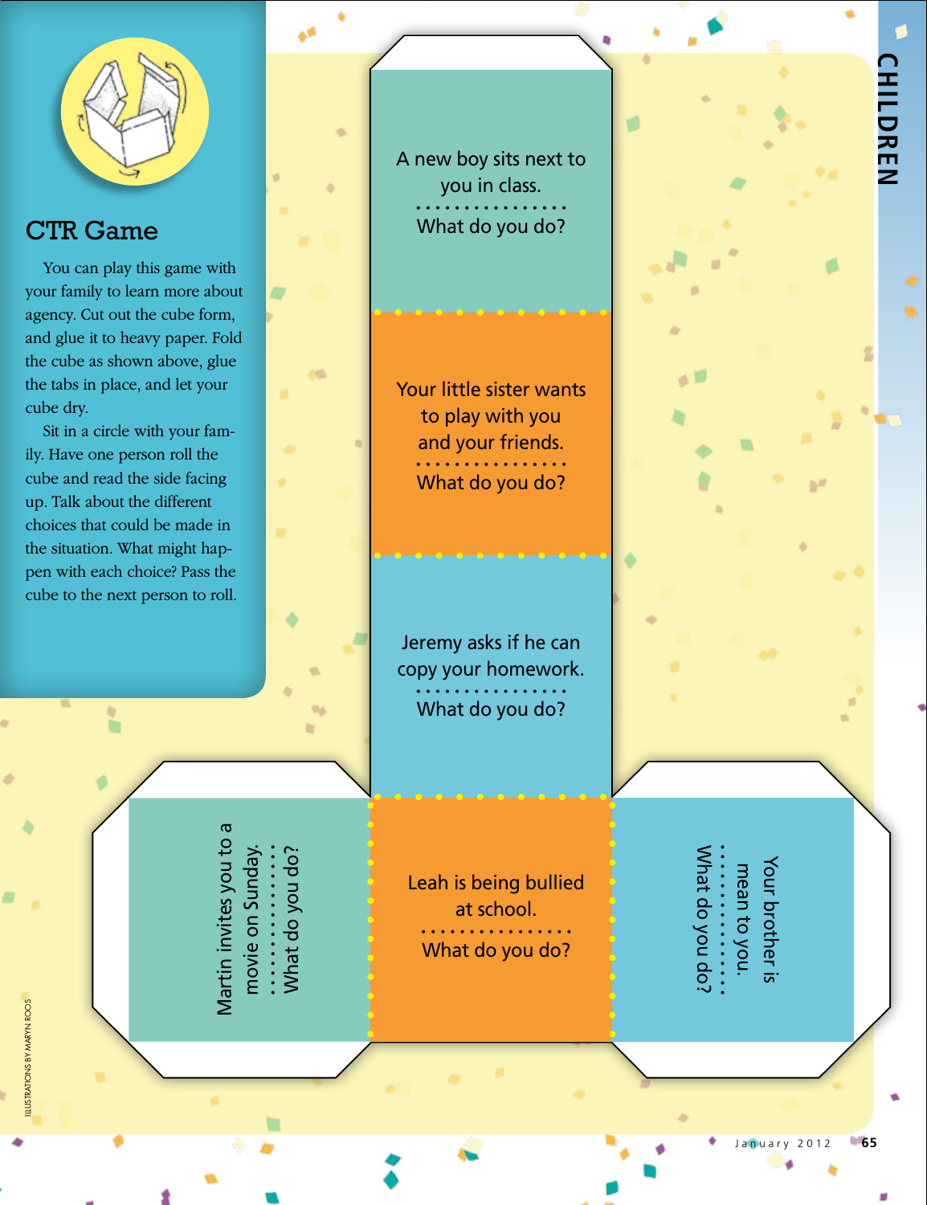## CTR Game

You can play this game with your family to learn more about agency. Cut out the cube form, and glue it to heavy paper. Fold the cube as shown above, glue the tabs in place, and let your cube dry.

Sit in a circle with your family. Have one person roll the cube and read the side facing up. Talk about the different choices that could be made in the situation. What might happen with each choice? Pass the cube to the next person to roll.

A new boy sits next to you in class.

What do you do?

Your little sister wants to play with you and your friends.

What do you do?

Jeremy asks if he can copy your homework.

What do you do?

Martin invites you to a movie on Sunday.

What do you do?

Leah is being bullied at school.

What do you do?

Your brother is mean to you.

What do you do?

ILLUSTRATIONS BY MARYN ROOS